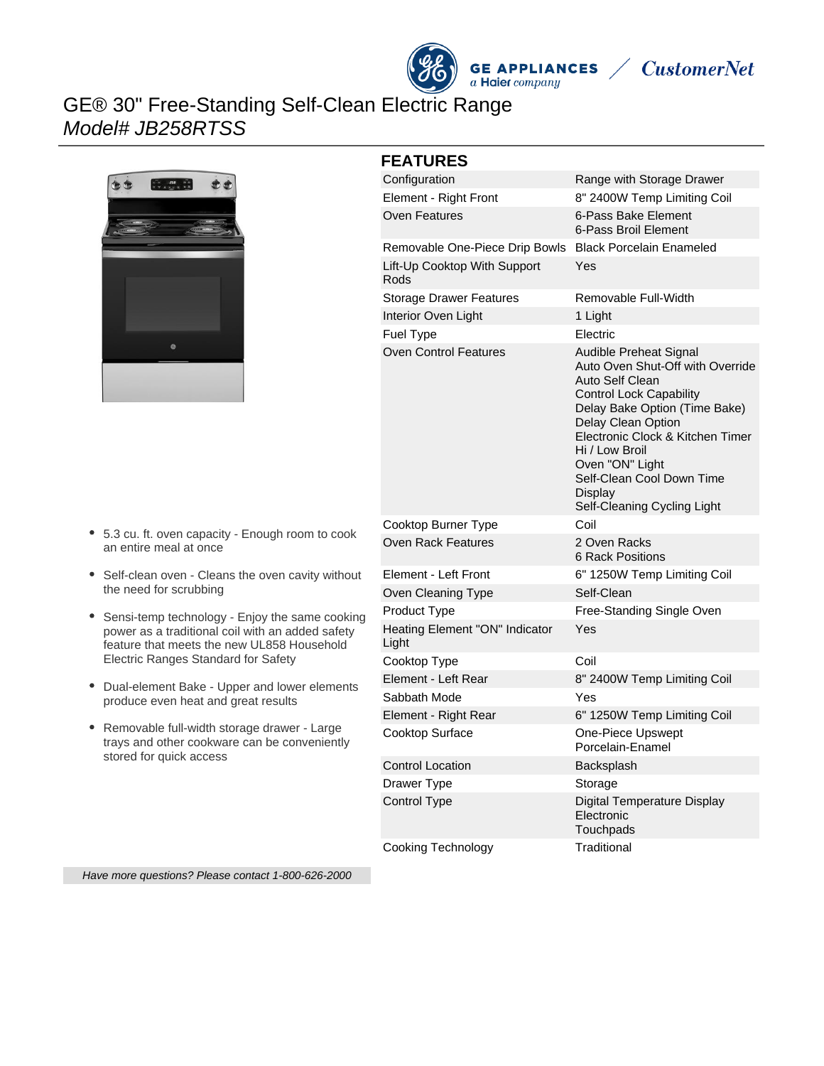# GE® 30" Free-Standing Self-Clean Electric Range

*Model# JB258RTSS*

- 5.3 cu. ft. oven capacity - Enough room to cook an entire meal at once
- Self-clean oven - Cleans the oven cavity without the need for scrubbing
- Sensi-temp technology - Enjoy the same cooking power as a traditional coil with an added safety feature that meets the new UL858 Household Electric Ranges Standard for Safety
- Dual-element Bake - Upper and lower elements produce even heat and great results
- Removable full-width storage drawer - Large trays and other cookware can be conveniently stored for quick access

*Have more questions? Please contact 1-800-626-2000*

## FEATURES

| | |
|---|---|
| Configuration | Range with Storage Drawer |
| Element - Right Front | 8" 2400W Temp Limiting Coil |
| Oven Features | 6-Pass Bake Element<br>6-Pass Broil Element |
| Removable One-Piece Drip Bowls | Black Porcelain Enameled |
| Lift-Up Cooktop With Support Rods | Yes |
| Storage Drawer Features | Removable Full-Width |
| Interior Oven Light | 1 Light |
| Fuel Type | Electric |
| Oven Control Features | Audible Preheat Signal<br>Auto Oven Shut-Off with Override<br>Auto Self Clean<br>Control Lock Capability<br>Delay Bake Option (Time Bake)<br>Delay Clean Option<br>Electronic Clock & Kitchen Timer<br>Hi / Low Broil<br>Oven "ON" Light<br>Self-Clean Cool Down Time Display<br>Self-Cleaning Cycling Light |
| Cooktop Burner Type | Coil |
| Oven Rack Features | 2 Oven Racks<br>6 Rack Positions |
| Element - Left Front | 6" 1250W Temp Limiting Coil |
| Oven Cleaning Type | Self-Clean |
| Product Type | Free-Standing Single Oven |
| Heating Element "ON" Indicator Light | Yes |
| Cooktop Type | Coil |
| Element - Left Rear | 8" 2400W Temp Limiting Coil |
| Sabbath Mode | Yes |
| Element - Right Rear | 6" 1250W Temp Limiting Coil |
| Cooktop Surface | One-Piece Upswept Porcelain-Enamel |
| Control Location | Backsplash |
| Drawer Type | Storage |
| Control Type | Digital Temperature Display<br>Electronic<br>Touchpads |
| Cooking Technology | Traditional |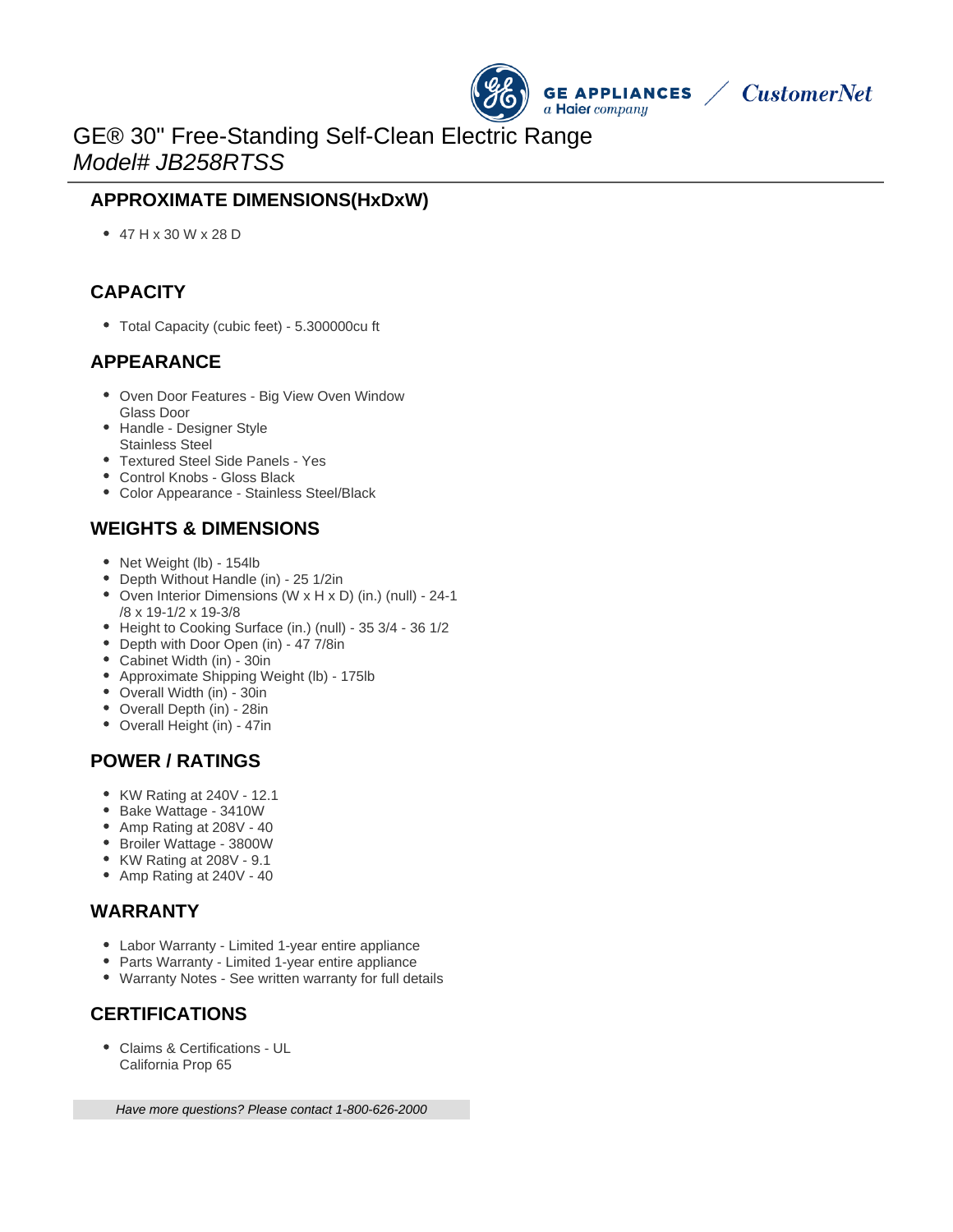# GE® 30" Free-Standing Self-Clean Electric Range

*Model# JB258RTSS*

## APPROXIMATE DIMENSIONS(HxDxW)

- 47 H x 30 W x 28 D

## CAPACITY

- Total Capacity (cubic feet) - 5.300000cu ft

## APPEARANCE

- Oven Door Features - Big View Oven Window Glass Door
- Handle - Designer Style Stainless Steel
- Textured Steel Side Panels - Yes
- Control Knobs - Gloss Black
- Color Appearance - Stainless Steel/Black

## WEIGHTS & DIMENSIONS

- Net Weight (lb) - 154lb
- Depth Without Handle (in) - 25 1/2in
- Oven Interior Dimensions (W x H x D) (in.) (null) - 24-1/8 x 19-1/2 x 19-3/8
- Height to Cooking Surface (in.) (null) - 35 3/4 - 36 1/2
- Depth with Door Open (in) - 47 7/8in
- Cabinet Width (in) - 30in
- Approximate Shipping Weight (lb) - 175lb
- Overall Width (in) - 30in
- Overall Depth (in) - 28in
- Overall Height (in) - 47in

## POWER / RATINGS

- KW Rating at 240V - 12.1
- Bake Wattage - 3410W
- Amp Rating at 208V - 40
- Broiler Wattage - 3800W
- KW Rating at 208V - 9.1
- Amp Rating at 240V - 40

## WARRANTY

- Labor Warranty - Limited 1-year entire appliance
- Parts Warranty - Limited 1-year entire appliance
- Warranty Notes - See written warranty for full details

## CERTIFICATIONS

- Claims & Certifications - UL California Prop 65

*Have more questions? Please contact 1-800-626-2000*